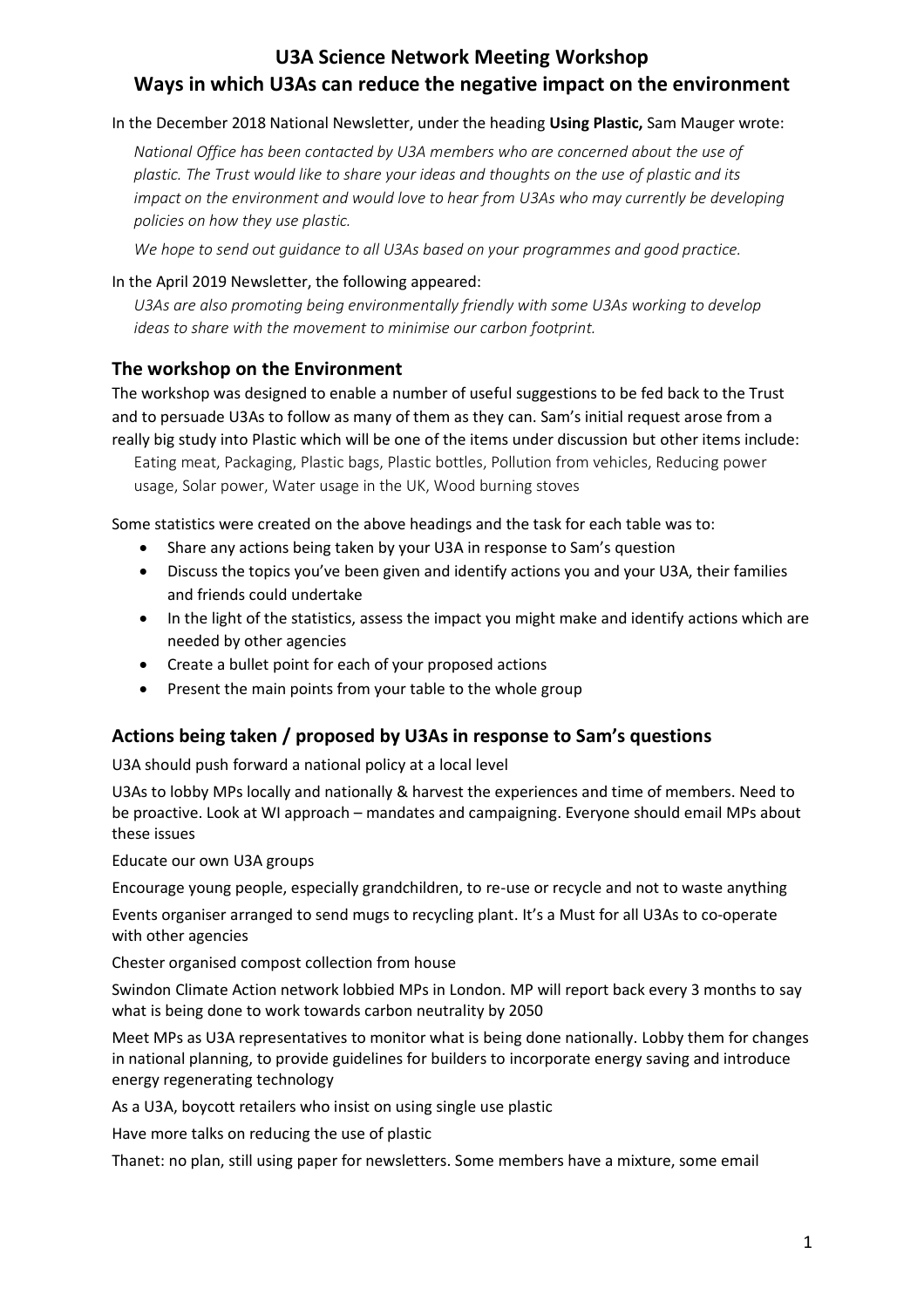# U3A Science Network Meeting Workshop
# Ways in which U3As can reduce the negative impact on the environment

In the December 2018 National Newsletter, under the heading **Using Plastic,** Sam Mauger wrote:

> *National Office has been contacted by U3A members who are concerned about the use of plastic. The Trust would like to share your ideas and thoughts on the use of plastic and its impact on the environment and would love to hear from U3As who may currently be developing policies on how they use plastic.*
>
> *We hope to send out guidance to all U3As based on your programmes and good practice.*

In the April 2019 Newsletter, the following appeared:

> *U3As are also promoting being environmentally friendly with some U3As working to develop ideas to share with the movement to minimise our carbon footprint.*

## The workshop on the Environment

The workshop was designed to enable a number of useful suggestions to be fed back to the Trust and to persuade U3As to follow as many of them as they can. Sam's initial request arose from a really big study into Plastic which will be one of the items under discussion but other items include:

> Eating meat, Packaging, Plastic bags, Plastic bottles, Pollution from vehicles, Reducing power usage, Solar power, Water usage in the UK, Wood burning stoves

Some statistics were created on the above headings and the task for each table was to:

- Share any actions being taken by your U3A in response to Sam's question
- Discuss the topics you've been given and identify actions you and your U3A, their families and friends could undertake
- In the light of the statistics, assess the impact you might make and identify actions which are needed by other agencies
- Create a bullet point for each of your proposed actions
- Present the main points from your table to the whole group

## Actions being taken / proposed by U3As in response to Sam's questions

U3A should push forward a national policy at a local level

U3As to lobby MPs locally and nationally & harvest the experiences and time of members. Need to be proactive. Look at WI approach – mandates and campaigning. Everyone should email MPs about these issues

Educate our own U3A groups

Encourage young people, especially grandchildren, to re-use or recycle and not to waste anything

Events organiser arranged to send mugs to recycling plant. It's a Must for all U3As to co-operate with other agencies

Chester organised compost collection from house

Swindon Climate Action network lobbied MPs in London. MP will report back every 3 months to say what is being done to work towards carbon neutrality by 2050

Meet MPs as U3A representatives to monitor what is being done nationally. Lobby them for changes in national planning, to provide guidelines for builders to incorporate energy saving and introduce energy regenerating technology

As a U3A, boycott retailers who insist on using single use plastic

Have more talks on reducing the use of plastic

Thanet: no plan, still using paper for newsletters. Some members have a mixture, some email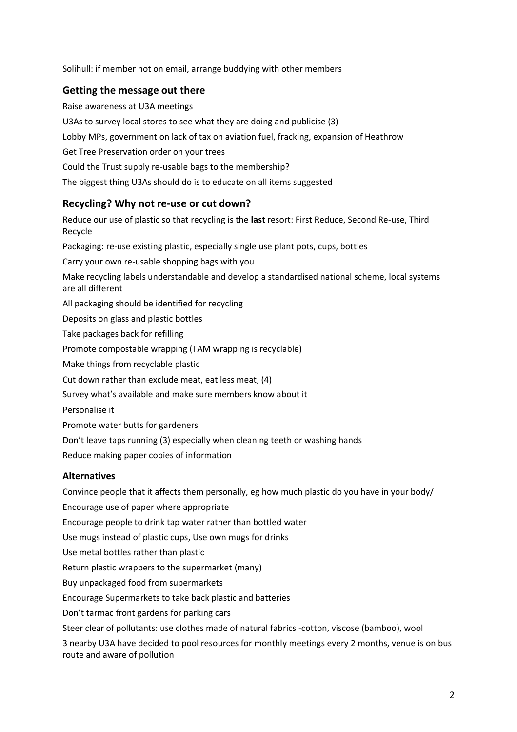Solihull: if member not on email, arrange buddying with other members

## Getting the message out there

Raise awareness at U3A meetings

U3As to survey local stores to see what they are doing and publicise (3)

Lobby MPs, government on lack of tax on aviation fuel, fracking, expansion of Heathrow

Get Tree Preservation order on your trees

Could the Trust supply re-usable bags to the membership?

The biggest thing U3As should do is to educate on all items suggested

## Recycling? Why not re-use or cut down?

Reduce our use of plastic so that recycling is the **last** resort: First Reduce, Second Re-use, Third Recycle

Packaging: re-use existing plastic, especially single use plant pots, cups, bottles

Carry your own re-usable shopping bags with you

Make recycling labels understandable and develop a standardised national scheme, local systems are all different

All packaging should be identified for recycling

Deposits on glass and plastic bottles

Take packages back for refilling

Promote compostable wrapping (TAM wrapping is recyclable)

Make things from recyclable plastic

Cut down rather than exclude meat, eat less meat, (4)

Survey what's available and make sure members know about it

Personalise it

Promote water butts for gardeners

Don't leave taps running (3) especially when cleaning teeth or washing hands

Reduce making paper copies of information

### Alternatives

Convince people that it affects them personally, eg how much plastic do you have in your body/

Encourage use of paper where appropriate

Encourage people to drink tap water rather than bottled water

Use mugs instead of plastic cups, Use own mugs for drinks

Use metal bottles rather than plastic

Return plastic wrappers to the supermarket (many)

Buy unpackaged food from supermarkets

Encourage Supermarkets to take back plastic and batteries

Don't tarmac front gardens for parking cars

Steer clear of pollutants: use clothes made of natural fabrics -cotton, viscose (bamboo), wool

3 nearby U3A have decided to pool resources for monthly meetings every 2 months, venue is on bus route and aware of pollution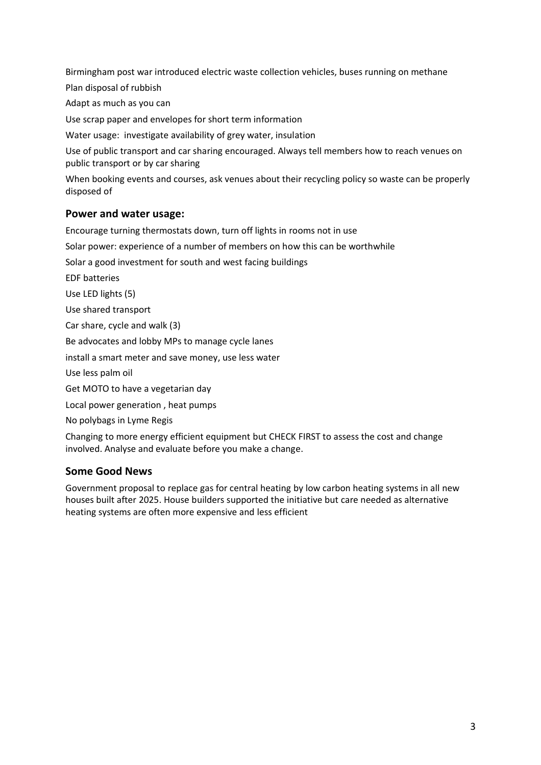Birmingham post war introduced electric waste collection vehicles, buses running on methane

Plan disposal of rubbish

Adapt as much as you can

Use scrap paper and envelopes for short term information

Water usage: investigate availability of grey water, insulation

Use of public transport and car sharing encouraged. Always tell members how to reach venues on public transport or by car sharing

When booking events and courses, ask venues about their recycling policy so waste can be properly disposed of

## Power and water usage:

Encourage turning thermostats down, turn off lights in rooms not in use

Solar power: experience of a number of members on how this can be worthwhile

Solar a good investment for south and west facing buildings

EDF batteries

Use LED lights (5)

Use shared transport

Car share, cycle and walk (3)

Be advocates and lobby MPs to manage cycle lanes

install a smart meter and save money, use less water

Use less palm oil

Get MOTO to have a vegetarian day

Local power generation , heat pumps

No polybags in Lyme Regis

Changing to more energy efficient equipment but CHECK FIRST to assess the cost and change involved. Analyse and evaluate before you make a change.

## Some Good News

Government proposal to replace gas for central heating by low carbon heating systems in all new houses built after 2025. House builders supported the initiative but care needed as alternative heating systems are often more expensive and less efficient